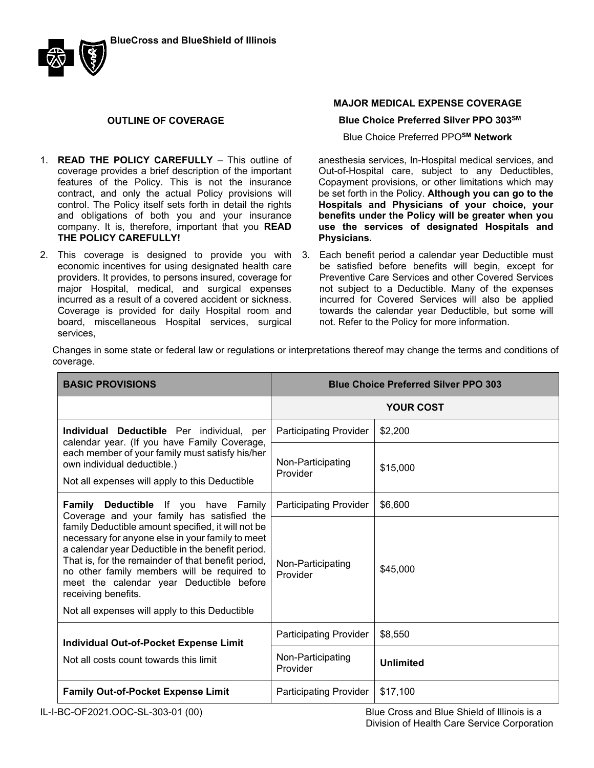BlueCross and BlueShield of Illinois

# OUTLINE OF COVERAGE

## MAJOR MEDICAL EXPENSE COVERAGE

**Blue Choice Preferred Silver PPO 303SM**

Blue Choice Preferred PPOSM **Network**

1. **READ THE POLICY CAREFULLY** – This outline of coverage provides a brief description of the important features of the Policy. This is not the insurance contract, and only the actual Policy provisions will control. The Policy itself sets forth in detail the rights and obligations of both you and your insurance company. It is, therefore, important that you **READ THE POLICY CAREFULLY!**
2. This coverage is designed to provide you with economic incentives for using designated health care providers. It provides, to persons insured, coverage for major Hospital, medical, and surgical expenses incurred as a result of a covered accident or sickness. Coverage is provided for daily Hospital room and board, miscellaneous Hospital services, surgical services, anesthesia services, In-Hospital medical services, and Out-of-Hospital care, subject to any Deductibles, Copayment provisions, or other limitations which may be set forth in the Policy. **Although you can go to the Hospitals and Physicians of your choice, your benefits under the Policy will be greater when you use the services of designated Hospitals and Physicians.**
3. Each benefit period a calendar year Deductible must be satisfied before benefits will begin, except for Preventive Care Services and other Covered Services not subject to a Deductible. Many of the expenses incurred for Covered Services will also be applied towards the calendar year Deductible, but some will not. Refer to the Policy for more information.

Changes in some state or federal law or regulations or interpretations thereof may change the terms and conditions of coverage.

| BASIC PROVISIONS | Blue Choice Preferred Silver PPO 303 | |
|---|---|---|
| | YOUR COST | |
| **Individual Deductible** Per individual, per calendar year. (If you have Family Coverage, each member of your family must satisfy his/her own individual deductible.) Not all expenses will apply to this Deductible | Participating Provider | $2,200 |
| | Non-Participating Provider | $15,000 |
| **Family Deductible** If you have Family Coverage and your family has satisfied the family Deductible amount specified, it will not be necessary for anyone else in your family to meet a calendar year Deductible in the benefit period. That is, for the remainder of that benefit period, no other family members will be required to meet the calendar year Deductible before receiving benefits. Not all expenses will apply to this Deductible | Participating Provider | $6,600 |
| | Non-Participating Provider | $45,000 |
| **Individual Out-of-Pocket Expense Limit** Not all costs count towards this limit | Participating Provider | $8,550 |
| | Non-Participating Provider | **Unlimited** |
| **Family Out-of-Pocket Expense Limit** | Participating Provider | $17,100 |

IL-I-BC-OF2021.OOC-SL-303-01 (00)

Blue Cross and Blue Shield of Illinois is a Division of Health Care Service Corporation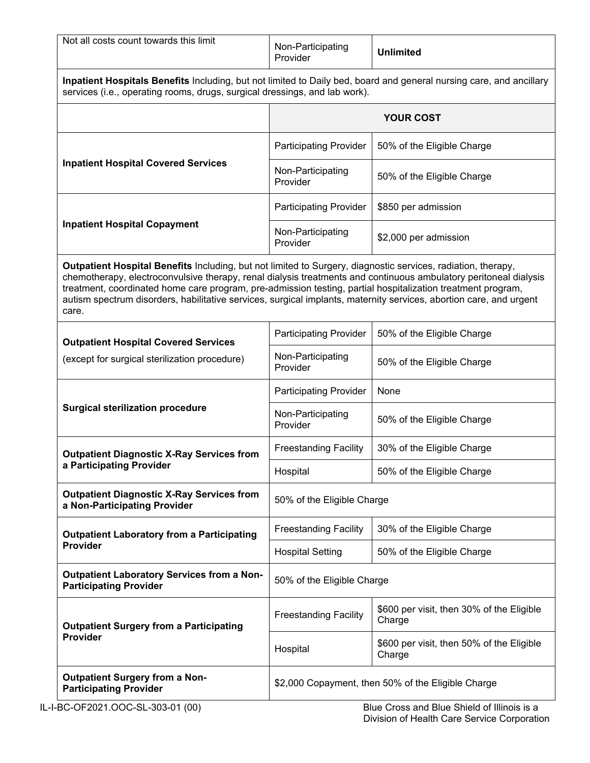| | | |
|---|---|---|
| Not all costs count towards this limit | Non-Participating Provider | **Unlimited** |

**Inpatient Hospitals Benefits** Including, but not limited to Daily bed, board and general nursing care, and ancillary services (i.e., operating rooms, drugs, surgical dressings, and lab work).

| | **YOUR COST** | |
|---|---|---|
| **Inpatient Hospital Covered Services** | Participating Provider | 50% of the Eligible Charge |
| | Non-Participating Provider | 50% of the Eligible Charge |
| **Inpatient Hospital Copayment** | Participating Provider | $850 per admission |
| | Non-Participating Provider | $2,000 per admission |

**Outpatient Hospital Benefits** Including, but not limited to Surgery, diagnostic services, radiation, therapy, chemotherapy, electroconvulsive therapy, renal dialysis treatments and continuous ambulatory peritoneal dialysis treatment, coordinated home care program, pre-admission testing, partial hospitalization treatment program, autism spectrum disorders, habilitative services, surgical implants, maternity services, abortion care, and urgent care.

| | | |
|---|---|---|
| **Outpatient Hospital Covered Services** (except for surgical sterilization procedure) | Participating Provider | 50% of the Eligible Charge |
| | Non-Participating Provider | 50% of the Eligible Charge |
| **Surgical sterilization procedure** | Participating Provider | None |
| | Non-Participating Provider | 50% of the Eligible Charge |
| **Outpatient Diagnostic X-Ray Services from a Participating Provider** | Freestanding Facility | 30% of the Eligible Charge |
| | Hospital | 50% of the Eligible Charge |
| **Outpatient Diagnostic X-Ray Services from a Non-Participating Provider** | 50% of the Eligible Charge | |
| **Outpatient Laboratory from a Participating Provider** | Freestanding Facility | 30% of the Eligible Charge |
| | Hospital Setting | 50% of the Eligible Charge |
| **Outpatient Laboratory Services from a Non-Participating Provider** | 50% of the Eligible Charge | |
| **Outpatient Surgery from a Participating Provider** | Freestanding Facility | $600 per visit, then 30% of the Eligible Charge |
| | Hospital | $600 per visit, then 50% of the Eligible Charge |
| **Outpatient Surgery from a Non-Participating Provider** | $2,000 Copayment, then 50% of the Eligible Charge | |

IL-I-BC-OF2021.OOC-SL-303-01 (00)

Blue Cross and Blue Shield of Illinois is a Division of Health Care Service Corporation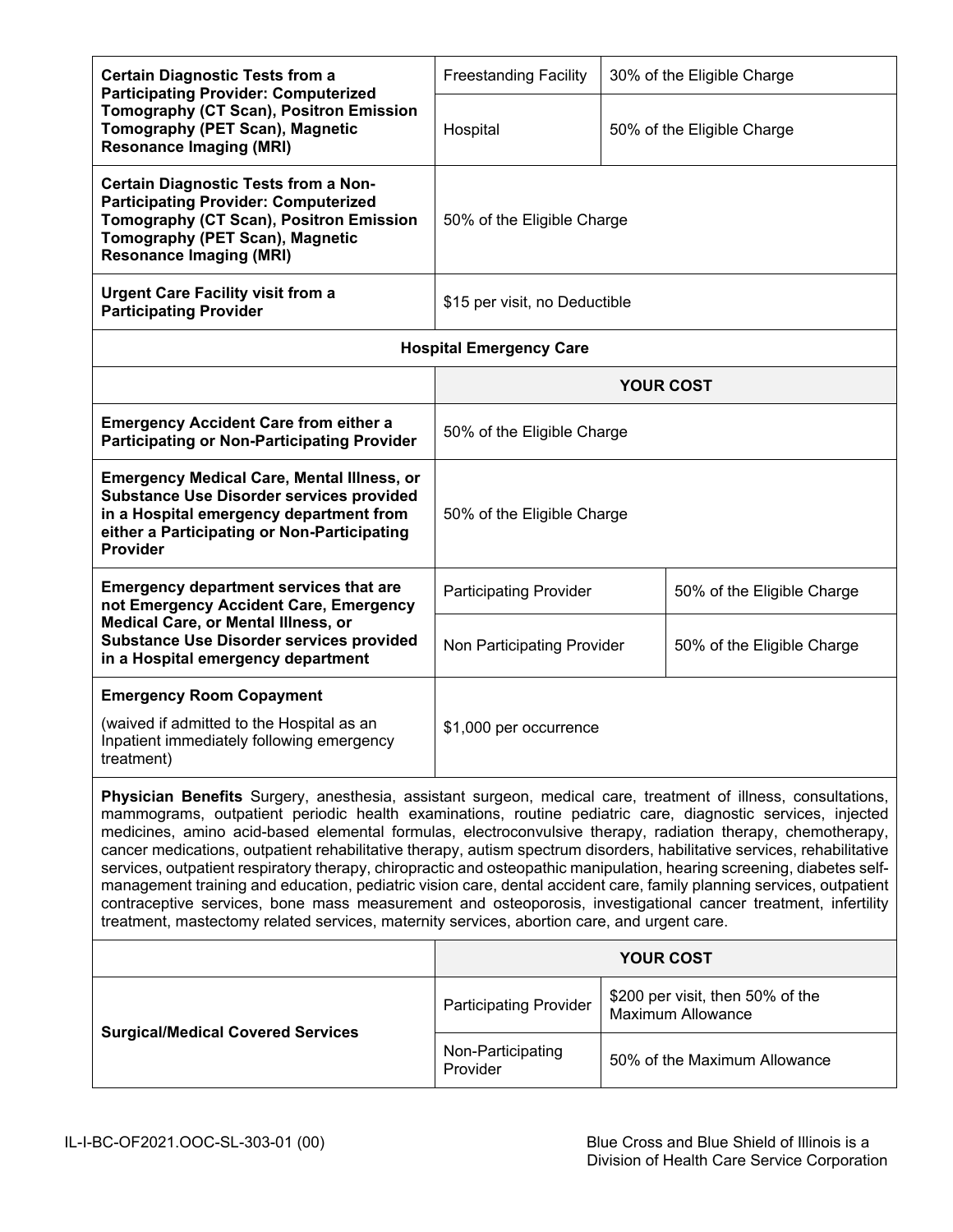| | | |
|---|---|---|
| **Certain Diagnostic Tests from a Participating Provider: Computerized Tomography (CT Scan), Positron Emission Tomography (PET Scan), Magnetic Resonance Imaging (MRI)** | Freestanding Facility | 30% of the Eligible Charge |
| | Hospital | 50% of the Eligible Charge |
| **Certain Diagnostic Tests from a Non-Participating Provider: Computerized Tomography (CT Scan), Positron Emission Tomography (PET Scan), Magnetic Resonance Imaging (MRI)** | 50% of the Eligible Charge | |
| **Urgent Care Facility visit from a Participating Provider** | $15 per visit, no Deductible | |

**Hospital Emergency Care**

| | YOUR COST | |
|---|---|---|
| **Emergency Accident Care from either a Participating or Non-Participating Provider** | 50% of the Eligible Charge | |
| **Emergency Medical Care, Mental Illness, or Substance Use Disorder services provided in a Hospital emergency department from either a Participating or Non-Participating Provider** | 50% of the Eligible Charge | |
| **Emergency department services that are not Emergency Accident Care, Emergency Medical Care, or Mental Illness, or Substance Use Disorder services provided in a Hospital emergency department** | Participating Provider | 50% of the Eligible Charge |
| | Non Participating Provider | 50% of the Eligible Charge |
| **Emergency Room Copayment**<br><br>(waived if admitted to the Hospital as an Inpatient immediately following emergency treatment) | $1,000 per occurrence | |

**Physician Benefits** Surgery, anesthesia, assistant surgeon, medical care, treatment of illness, consultations, mammograms, outpatient periodic health examinations, routine pediatric care, diagnostic services, injected medicines, amino acid-based elemental formulas, electroconvulsive therapy, radiation therapy, chemotherapy, cancer medications, outpatient rehabilitative therapy, autism spectrum disorders, habilitative services, rehabilitative services, outpatient respiratory therapy, chiropractic and osteopathic manipulation, hearing screening, diabetes self-management training and education, pediatric vision care, dental accident care, family planning services, outpatient contraceptive services, bone mass measurement and osteoporosis, investigational cancer treatment, infertility treatment, mastectomy related services, maternity services, abortion care, and urgent care.

| | YOUR COST | |
|---|---|---|
| **Surgical/Medical Covered Services** | Participating Provider | $200 per visit, then 50% of the Maximum Allowance |
| | Non-Participating Provider | 50% of the Maximum Allowance |

IL-I-BC-OF2021.OOC-SL-303-01 (00)

Blue Cross and Blue Shield of Illinois is a Division of Health Care Service Corporation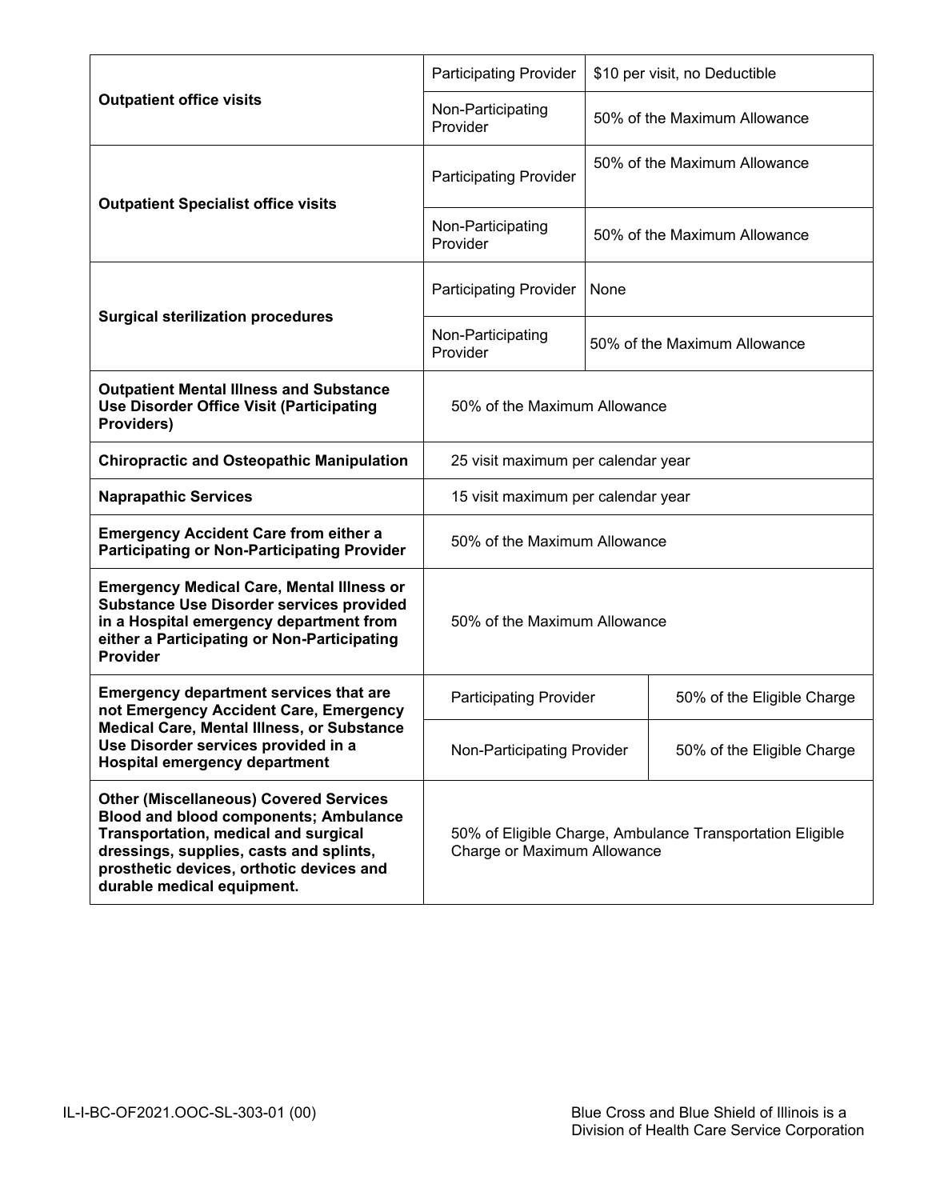| | | |
|---|---|---|
| **Outpatient office visits** | Participating Provider | $10 per visit, no Deductible |
| | Non-Participating Provider | 50% of the Maximum Allowance |
| **Outpatient Specialist office visits** | Participating Provider | 50% of the Maximum Allowance |
| | Non-Participating Provider | 50% of the Maximum Allowance |
| **Surgical sterilization procedures** | Participating Provider | None |
| | Non-Participating Provider | 50% of the Maximum Allowance |
| **Outpatient Mental Illness and Substance Use Disorder Office Visit (Participating Providers)** | 50% of the Maximum Allowance | |
| **Chiropractic and Osteopathic Manipulation** | 25 visit maximum per calendar year | |
| **Naprapathic Services** | 15 visit maximum per calendar year | |
| **Emergency Accident Care from either a Participating or Non-Participating Provider** | 50% of the Maximum Allowance | |
| **Emergency Medical Care, Mental Illness or Substance Use Disorder services provided in a Hospital emergency department from either a Participating or Non-Participating Provider** | 50% of the Maximum Allowance | |
| **Emergency department services that are not Emergency Accident Care, Emergency Medical Care, Mental Illness, or Substance Use Disorder services provided in a Hospital emergency department** | Participating Provider | 50% of the Eligible Charge |
| | Non-Participating Provider | 50% of the Eligible Charge |
| **Other (Miscellaneous) Covered Services Blood and blood components; Ambulance Transportation, medical and surgical dressings, supplies, casts and splints, prosthetic devices, orthotic devices and durable medical equipment.** | 50% of Eligible Charge, Ambulance Transportation Eligible Charge or Maximum Allowance | |

IL-I-BC-OF2021.OOC-SL-303-01 (00)

Blue Cross and Blue Shield of Illinois is a Division of Health Care Service Corporation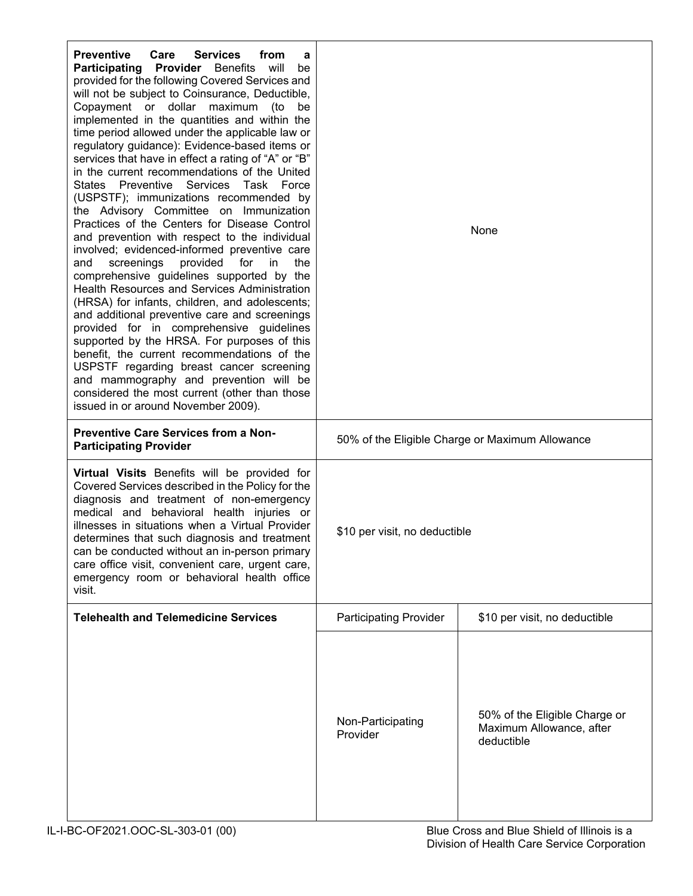| | | |
|---|---|---|
| **Preventive Care Services from a Participating Provider** Benefits will be provided for the following Covered Services and will not be subject to Coinsurance, Deductible, Copayment or dollar maximum (to be implemented in the quantities and within the time period allowed under the applicable law or regulatory guidance): Evidence-based items or services that have in effect a rating of "A" or "B" in the current recommendations of the United States Preventive Services Task Force (USPSTF); immunizations recommended by the Advisory Committee on Immunization Practices of the Centers for Disease Control and prevention with respect to the individual involved; evidenced-informed preventive care and screenings provided for in the comprehensive guidelines supported by the Health Resources and Services Administration (HRSA) for infants, children, and adolescents; and additional preventive care and screenings provided for in comprehensive guidelines supported by the HRSA. For purposes of this benefit, the current recommendations of the USPSTF regarding breast cancer screening and mammography and prevention will be considered the most current (other than those issued in or around November 2009). | None | |
| **Preventive Care Services from a Non-Participating Provider** | 50% of the Eligible Charge or Maximum Allowance | |
| **Virtual Visits** Benefits will be provided for Covered Services described in the Policy for the diagnosis and treatment of non-emergency medical and behavioral health injuries or illnesses in situations when a Virtual Provider determines that such diagnosis and treatment can be conducted without an in-person primary care office visit, convenient care, urgent care, emergency room or behavioral health office visit. | $10 per visit, no deductible | |
| **Telehealth and Telemedicine Services** | Participating Provider | $10 per visit, no deductible |
| | Non-Participating Provider | 50% of the Eligible Charge or Maximum Allowance, after deductible |

IL-I-BC-OF2021.OOC-SL-303-01 (00)

Blue Cross and Blue Shield of Illinois is a Division of Health Care Service Corporation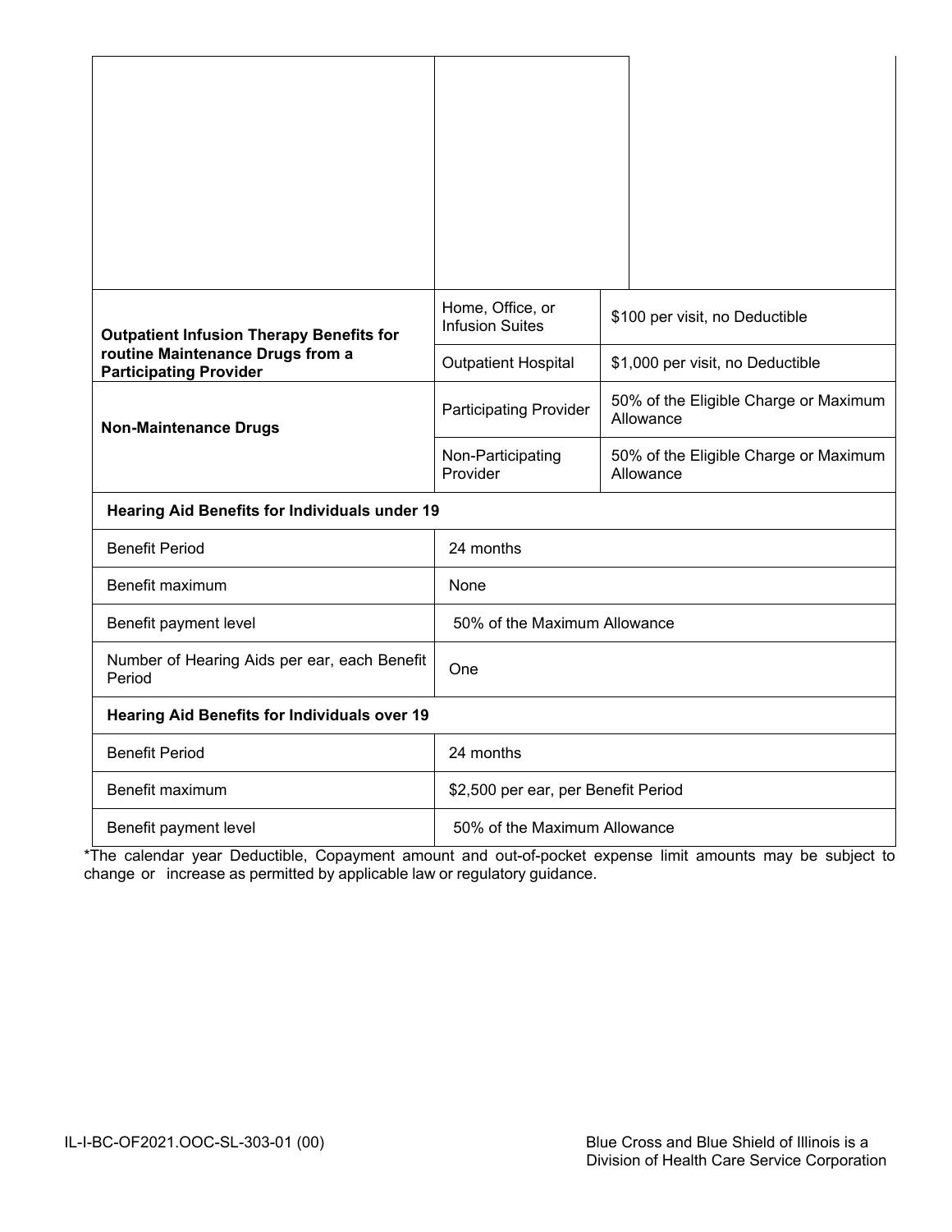| | | |
|---|---|---|
| **Outpatient Infusion Therapy Benefits for routine Maintenance Drugs from a Participating Provider** | Home, Office, or Infusion Suites | $100 per visit, no Deductible |
| | Outpatient Hospital | $1,000 per visit, no Deductible |
| **Non-Maintenance Drugs** | Participating Provider | 50% of the Eligible Charge or Maximum Allowance |
| | Non-Participating Provider | 50% of the Eligible Charge or Maximum Allowance |

| **Hearing Aid Benefits for Individuals under 19** | |
|---|---|
| Benefit Period | 24 months |
| Benefit maximum | None |
| Benefit payment level | 50% of the Maximum Allowance |
| Number of Hearing Aids per ear, each Benefit Period | One |
| **Hearing Aid Benefits for Individuals over 19** | |
| Benefit Period | 24 months |
| Benefit maximum | $2,500 per ear, per Benefit Period |
| Benefit payment level | 50% of the Maximum Allowance |

*The calendar year Deductible, Copayment amount and out-of-pocket expense limit amounts may be subject to change or increase as permitted by applicable law or regulatory guidance.

IL-I-BC-OF2021.OOC-SL-303-01 (00)

Blue Cross and Blue Shield of Illinois is a Division of Health Care Service Corporation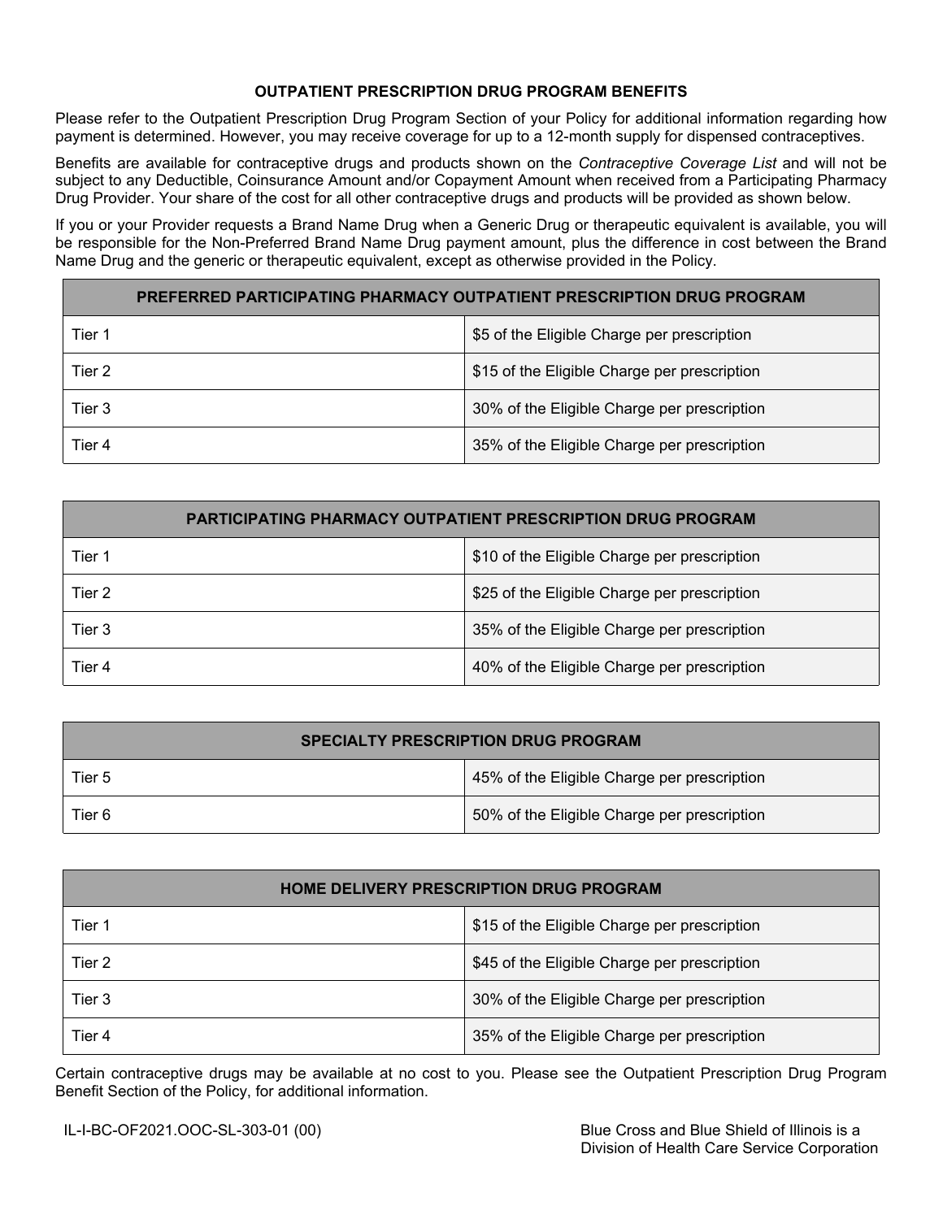## OUTPATIENT PRESCRIPTION DRUG PROGRAM BENEFITS

Please refer to the Outpatient Prescription Drug Program Section of your Policy for additional information regarding how payment is determined. However, you may receive coverage for up to a 12-month supply for dispensed contraceptives.

Benefits are available for contraceptive drugs and products shown on the *Contraceptive Coverage List* and will not be subject to any Deductible, Coinsurance Amount and/or Copayment Amount when received from a Participating Pharmacy Drug Provider. Your share of the cost for all other contraceptive drugs and products will be provided as shown below.

If you or your Provider requests a Brand Name Drug when a Generic Drug or therapeutic equivalent is available, you will be responsible for the Non-Preferred Brand Name Drug payment amount, plus the difference in cost between the Brand Name Drug and the generic or therapeutic equivalent, except as otherwise provided in the Policy.

| PREFERRED PARTICIPATING PHARMACY OUTPATIENT PRESCRIPTION DRUG PROGRAM | |
|---|---|
| Tier 1 | $5 of the Eligible Charge per prescription |
| Tier 2 | $15 of the Eligible Charge per prescription |
| Tier 3 | 30% of the Eligible Charge per prescription |
| Tier 4 | 35% of the Eligible Charge per prescription |

| PARTICIPATING PHARMACY OUTPATIENT PRESCRIPTION DRUG PROGRAM | |
|---|---|
| Tier 1 | $10 of the Eligible Charge per prescription |
| Tier 2 | $25 of the Eligible Charge per prescription |
| Tier 3 | 35% of the Eligible Charge per prescription |
| Tier 4 | 40% of the Eligible Charge per prescription |

| SPECIALTY PRESCRIPTION DRUG PROGRAM | |
|---|---|
| Tier 5 | 45% of the Eligible Charge per prescription |
| Tier 6 | 50% of the Eligible Charge per prescription |

| HOME DELIVERY PRESCRIPTION DRUG PROGRAM | |
|---|---|
| Tier 1 | $15 of the Eligible Charge per prescription |
| Tier 2 | $45 of the Eligible Charge per prescription |
| Tier 3 | 30% of the Eligible Charge per prescription |
| Tier 4 | 35% of the Eligible Charge per prescription |

Certain contraceptive drugs may be available at no cost to you. Please see the Outpatient Prescription Drug Program Benefit Section of the Policy, for additional information.

IL-I-BC-OF2021.OOC-SL-303-01 (00)

Blue Cross and Blue Shield of Illinois is a Division of Health Care Service Corporation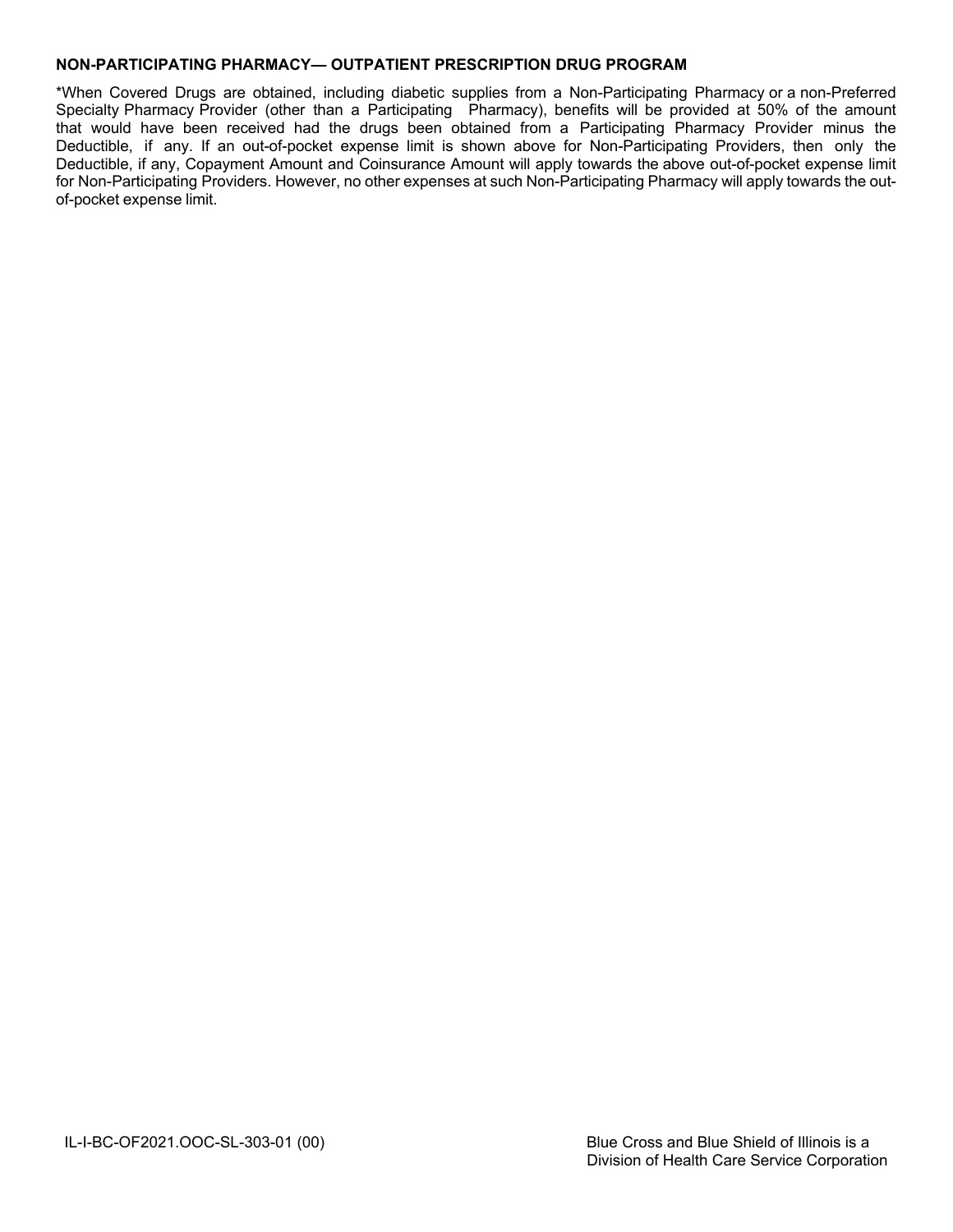**NON-PARTICIPATING PHARMACY— OUTPATIENT PRESCRIPTION DRUG PROGRAM**

*When Covered Drugs are obtained, including diabetic supplies from a Non-Participating Pharmacy or a non-Preferred Specialty Pharmacy Provider (other than a Participating Pharmacy), benefits will be provided at 50% of the amount that would have been received had the drugs been obtained from a Participating Pharmacy Provider minus the Deductible, if any. If an out-of-pocket expense limit is shown above for Non-Participating Providers, then only the Deductible, if any, Copayment Amount and Coinsurance Amount will apply towards the above out-of-pocket expense limit for Non-Participating Providers. However, no other expenses at such Non-Participating Pharmacy will apply towards the out-of-pocket expense limit.

IL-I-BC-OF2021.OOC-SL-303-01 (00)

Blue Cross and Blue Shield of Illinois is a Division of Health Care Service Corporation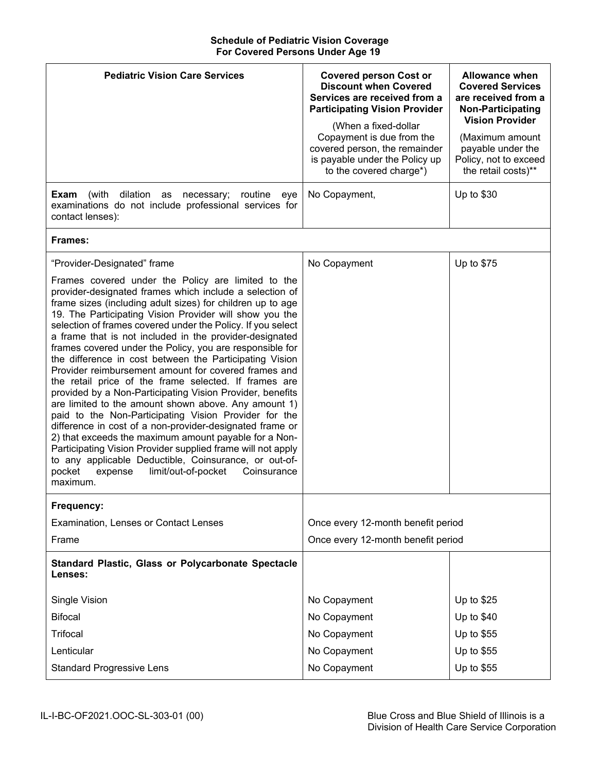**Schedule of Pediatric Vision Coverage**
**For Covered Persons Under Age 19**

| Pediatric Vision Care Services | Covered person Cost or Discount when Covered Services are received from a Participating Vision Provider (When a fixed-dollar Copayment is due from the covered person, the remainder is payable under the Policy up to the covered charge*) | Allowance when Covered Services are received from a Non-Participating Vision Provider (Maximum amount payable under the Policy, not to exceed the retail costs)** |
|---|---|---|
| **Exam** (with dilation as necessary; routine eye examinations do not include professional services for contact lenses): | No Copayment, | Up to $30 |
| **Frames:** | | |
| "Provider-Designated" frame<br><br>Frames covered under the Policy are limited to the provider-designated frames which include a selection of frame sizes (including adult sizes) for children up to age 19. The Participating Vision Provider will show you the selection of frames covered under the Policy. If you select a frame that is not included in the provider-designated frames covered under the Policy, you are responsible for the difference in cost between the Participating Vision Provider reimbursement amount for covered frames and the retail price of the frame selected. If frames are provided by a Non-Participating Vision Provider, benefits are limited to the amount shown above. Any amount 1) paid to the Non-Participating Vision Provider for the difference in cost of a non-provider-designated frame or 2) that exceeds the maximum amount payable for a Non-Participating Vision Provider supplied frame will not apply to any applicable Deductible, Coinsurance, or out-of-pocket expense limit/out-of-pocket Coinsurance maximum. | No Copayment | Up to $75 |
| **Frequency:** | | |
| Examination, Lenses or Contact Lenses | Once every 12-month benefit period | |
| Frame | Once every 12-month benefit period | |
| **Standard Plastic, Glass or Polycarbonate Spectacle Lenses:** | | |
| Single Vision | No Copayment | Up to $25 |
| Bifocal | No Copayment | Up to $40 |
| Trifocal | No Copayment | Up to $55 |
| Lenticular | No Copayment | Up to $55 |
| Standard Progressive Lens | No Copayment | Up to $55 |

IL-I-BC-OF2021.OOC-SL-303-01 (00)

Blue Cross and Blue Shield of Illinois is a Division of Health Care Service Corporation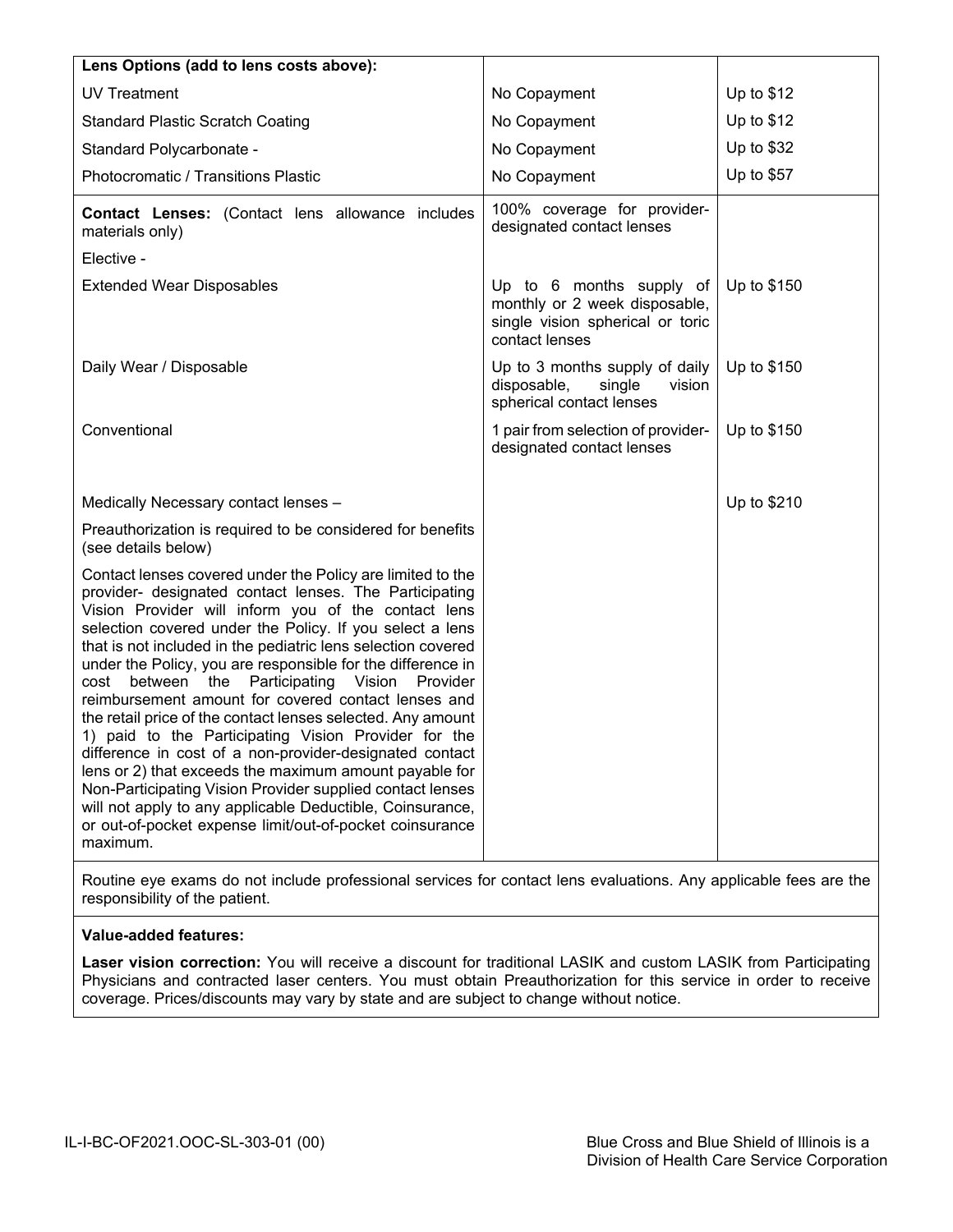| **Lens Options (add to lens costs above):** | | |
|---|---|---|
| UV Treatment | No Copayment | Up to $12 |
| Standard Plastic Scratch Coating | No Copayment | Up to $12 |
| Standard Polycarbonate - | No Copayment | Up to $32 |
| Photocromatic / Transitions Plastic | No Copayment | Up to $57 |
| **Contact Lenses:** (Contact lens allowance includes materials only) | 100% coverage for provider-designated contact lenses | |
| Elective - | | |
| Extended Wear Disposables | Up to 6 months supply of monthly or 2 week disposable, single vision spherical or toric contact lenses | Up to $150 |
| Daily Wear / Disposable | Up to 3 months supply of daily disposable, single vision spherical contact lenses | Up to $150 |
| Conventional | 1 pair from selection of provider-designated contact lenses | Up to $150 |
| Medically Necessary contact lenses – | | Up to $210 |
| Preauthorization is required to be considered for benefits (see details below) | | |
| Contact lenses covered under the Policy are limited to the provider- designated contact lenses. The Participating Vision Provider will inform you of the contact lens selection covered under the Policy. If you select a lens that is not included in the pediatric lens selection covered under the Policy, you are responsible for the difference in cost between the Participating Vision Provider reimbursement amount for covered contact lenses and the retail price of the contact lenses selected. Any amount 1) paid to the Participating Vision Provider for the difference in cost of a non-provider-designated contact lens or 2) that exceeds the maximum amount payable for Non-Participating Vision Provider supplied contact lenses will not apply to any applicable Deductible, Coinsurance, or out-of-pocket expense limit/out-of-pocket coinsurance maximum. | | |

Routine eye exams do not include professional services for contact lens evaluations. Any applicable fees are the responsibility of the patient.

**Value-added features:**

**Laser vision correction:** You will receive a discount for traditional LASIK and custom LASIK from Participating Physicians and contracted laser centers. You must obtain Preauthorization for this service in order to receive coverage. Prices/discounts may vary by state and are subject to change without notice.

IL-I-BC-OF2021.OOC-SL-303-01 (00)

Blue Cross and Blue Shield of Illinois is a Division of Health Care Service Corporation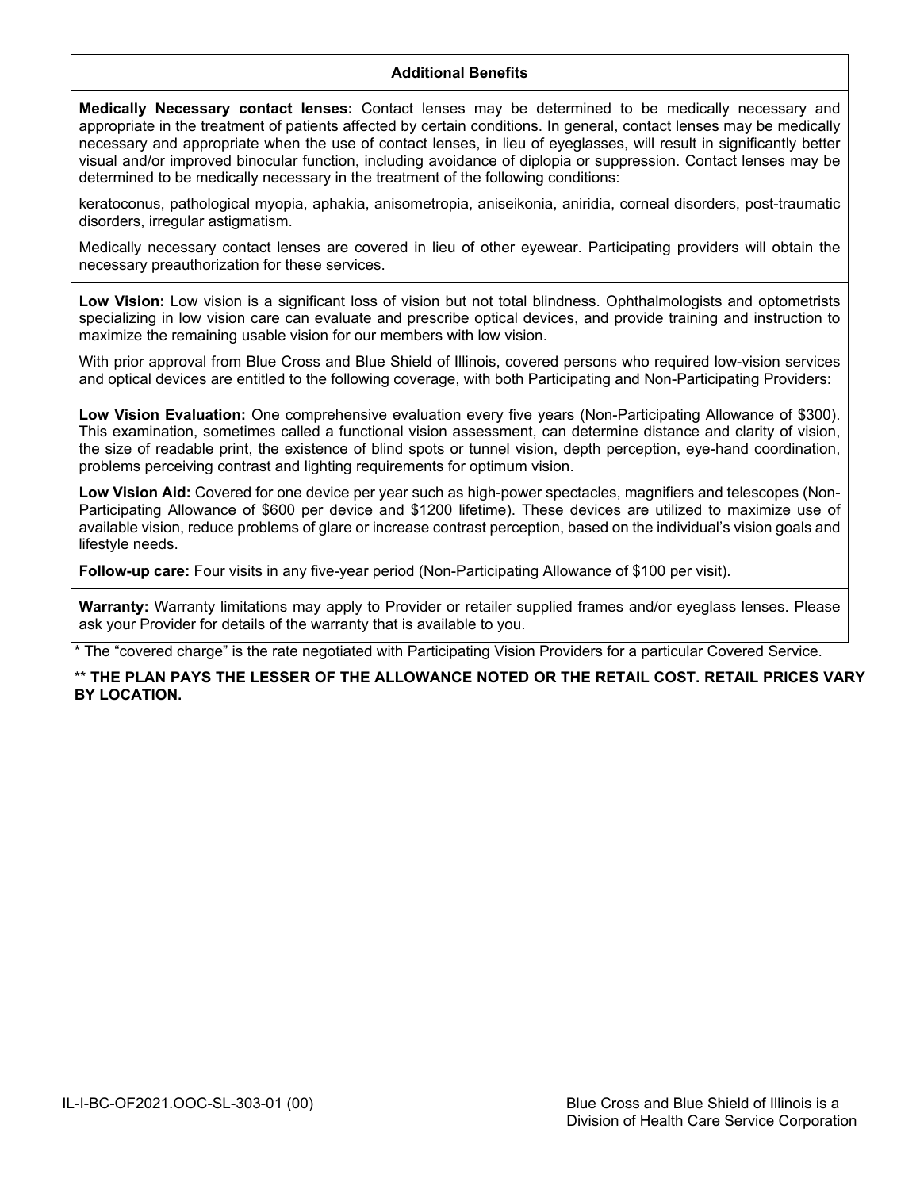**Additional Benefits**

**Medically Necessary contact lenses:** Contact lenses may be determined to be medically necessary and appropriate in the treatment of patients affected by certain conditions. In general, contact lenses may be medically necessary and appropriate when the use of contact lenses, in lieu of eyeglasses, will result in significantly better visual and/or improved binocular function, including avoidance of diplopia or suppression. Contact lenses may be determined to be medically necessary in the treatment of the following conditions:

keratoconus, pathological myopia, aphakia, anisometropia, aniseikonia, aniridia, corneal disorders, post-traumatic disorders, irregular astigmatism.

Medically necessary contact lenses are covered in lieu of other eyewear. Participating providers will obtain the necessary preauthorization for these services.

**Low Vision:** Low vision is a significant loss of vision but not total blindness. Ophthalmologists and optometrists specializing in low vision care can evaluate and prescribe optical devices, and provide training and instruction to maximize the remaining usable vision for our members with low vision.

With prior approval from Blue Cross and Blue Shield of Illinois, covered persons who required low-vision services and optical devices are entitled to the following coverage, with both Participating and Non-Participating Providers:

**Low Vision Evaluation:** One comprehensive evaluation every five years (Non-Participating Allowance of $300). This examination, sometimes called a functional vision assessment, can determine distance and clarity of vision, the size of readable print, the existence of blind spots or tunnel vision, depth perception, eye-hand coordination, problems perceiving contrast and lighting requirements for optimum vision.

**Low Vision Aid:** Covered for one device per year such as high-power spectacles, magnifiers and telescopes (Non-Participating Allowance of $600 per device and $1200 lifetime). These devices are utilized to maximize use of available vision, reduce problems of glare or increase contrast perception, based on the individual's vision goals and lifestyle needs.

**Follow-up care:** Four visits in any five-year period (Non-Participating Allowance of $100 per visit).

**Warranty:** Warranty limitations may apply to Provider or retailer supplied frames and/or eyeglass lenses. Please ask your Provider for details of the warranty that is available to you.

* The "covered charge" is the rate negotiated with Participating Vision Providers for a particular Covered Service.

** **THE PLAN PAYS THE LESSER OF THE ALLOWANCE NOTED OR THE RETAIL COST. RETAIL PRICES VARY BY LOCATION.**

IL-I-BC-OF2021.OOC-SL-303-01 (00)

Blue Cross and Blue Shield of Illinois is a Division of Health Care Service Corporation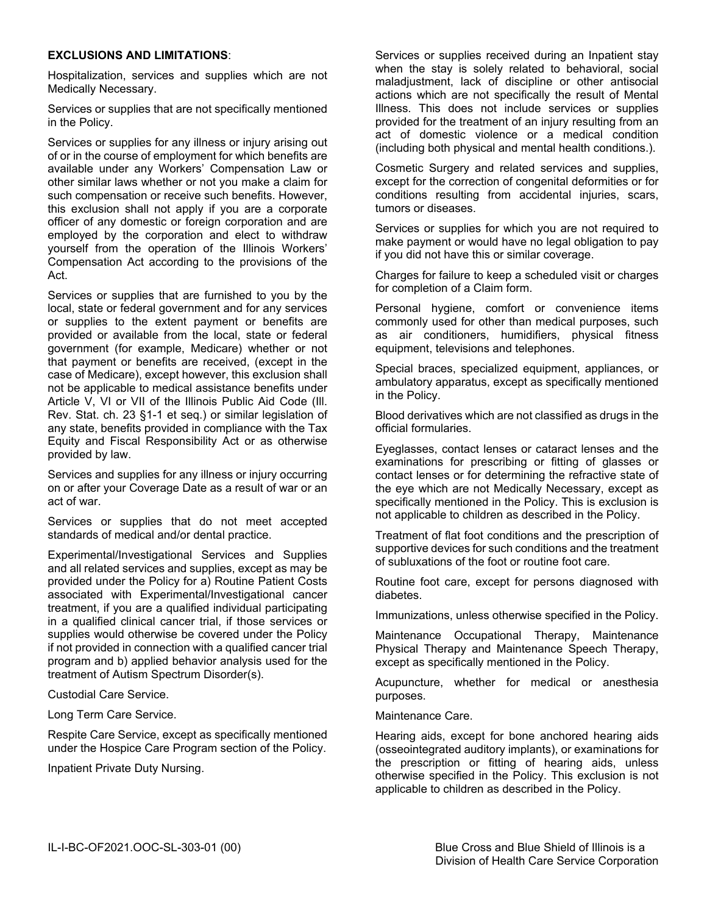**EXCLUSIONS AND LIMITATIONS**:

Hospitalization, services and supplies which are not Medically Necessary.

Services or supplies that are not specifically mentioned in the Policy.

Services or supplies for any illness or injury arising out of or in the course of employment for which benefits are available under any Workers' Compensation Law or other similar laws whether or not you make a claim for such compensation or receive such benefits. However, this exclusion shall not apply if you are a corporate officer of any domestic or foreign corporation and are employed by the corporation and elect to withdraw yourself from the operation of the Illinois Workers' Compensation Act according to the provisions of the Act.

Services or supplies that are furnished to you by the local, state or federal government and for any services or supplies to the extent payment or benefits are provided or available from the local, state or federal government (for example, Medicare) whether or not that payment or benefits are received, (except in the case of Medicare), except however, this exclusion shall not be applicable to medical assistance benefits under Article V, VI or VII of the Illinois Public Aid Code (Ill. Rev. Stat. ch. 23 §1-1 et seq.) or similar legislation of any state, benefits provided in compliance with the Tax Equity and Fiscal Responsibility Act or as otherwise provided by law.

Services and supplies for any illness or injury occurring on or after your Coverage Date as a result of war or an act of war.

Services or supplies that do not meet accepted standards of medical and/or dental practice.

Experimental/Investigational Services and Supplies and all related services and supplies, except as may be provided under the Policy for a) Routine Patient Costs associated with Experimental/Investigational cancer treatment, if you are a qualified individual participating in a qualified clinical cancer trial, if those services or supplies would otherwise be covered under the Policy if not provided in connection with a qualified cancer trial program and b) applied behavior analysis used for the treatment of Autism Spectrum Disorder(s).

Custodial Care Service.

Long Term Care Service.

Respite Care Service, except as specifically mentioned under the Hospice Care Program section of the Policy.

Inpatient Private Duty Nursing.

Services or supplies received during an Inpatient stay when the stay is solely related to behavioral, social maladjustment, lack of discipline or other antisocial actions which are not specifically the result of Mental Illness. This does not include services or supplies provided for the treatment of an injury resulting from an act of domestic violence or a medical condition (including both physical and mental health conditions.).

Cosmetic Surgery and related services and supplies, except for the correction of congenital deformities or for conditions resulting from accidental injuries, scars, tumors or diseases.

Services or supplies for which you are not required to make payment or would have no legal obligation to pay if you did not have this or similar coverage.

Charges for failure to keep a scheduled visit or charges for completion of a Claim form.

Personal hygiene, comfort or convenience items commonly used for other than medical purposes, such as air conditioners, humidifiers, physical fitness equipment, televisions and telephones.

Special braces, specialized equipment, appliances, or ambulatory apparatus, except as specifically mentioned in the Policy.

Blood derivatives which are not classified as drugs in the official formularies.

Eyeglasses, contact lenses or cataract lenses and the examinations for prescribing or fitting of glasses or contact lenses or for determining the refractive state of the eye which are not Medically Necessary, except as specifically mentioned in the Policy. This is exclusion is not applicable to children as described in the Policy.

Treatment of flat foot conditions and the prescription of supportive devices for such conditions and the treatment of subluxations of the foot or routine foot care.

Routine foot care, except for persons diagnosed with diabetes.

Immunizations, unless otherwise specified in the Policy.

Maintenance Occupational Therapy, Maintenance Physical Therapy and Maintenance Speech Therapy, except as specifically mentioned in the Policy.

Acupuncture, whether for medical or anesthesia purposes.

Maintenance Care.

Hearing aids, except for bone anchored hearing aids (osseointegrated auditory implants), or examinations for the prescription or fitting of hearing aids, unless otherwise specified in the Policy. This exclusion is not applicable to children as described in the Policy.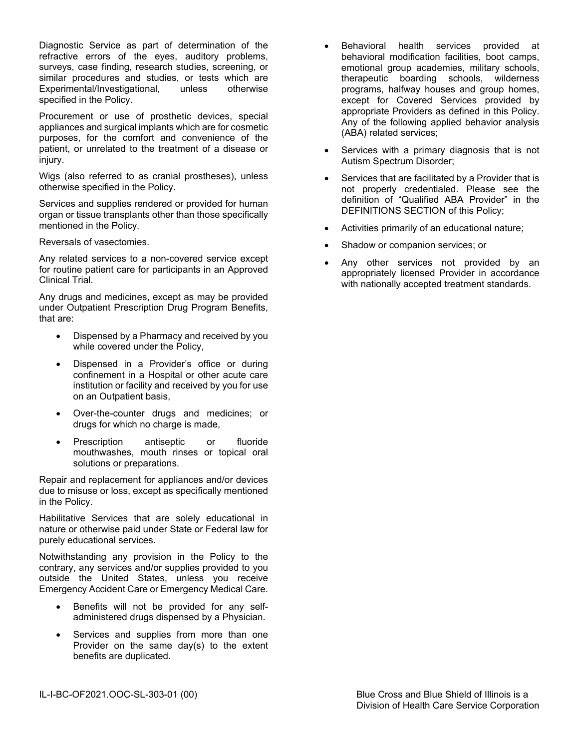Diagnostic Service as part of determination of the refractive errors of the eyes, auditory problems, surveys, case finding, research studies, screening, or similar procedures and studies, or tests which are Experimental/Investigational, unless otherwise specified in the Policy.

Procurement or use of prosthetic devices, special appliances and surgical implants which are for cosmetic purposes, for the comfort and convenience of the patient, or unrelated to the treatment of a disease or injury.

Wigs (also referred to as cranial prostheses), unless otherwise specified in the Policy.

Services and supplies rendered or provided for human organ or tissue transplants other than those specifically mentioned in the Policy.

Reversals of vasectomies.

Any related services to a non-covered service except for routine patient care for participants in an Approved Clinical Trial.

Any drugs and medicines, except as may be provided under Outpatient Prescription Drug Program Benefits, that are:

- Dispensed by a Pharmacy and received by you while covered under the Policy,
- Dispensed in a Provider's office or during confinement in a Hospital or other acute care institution or facility and received by you for use on an Outpatient basis,
- Over-the-counter drugs and medicines; or drugs for which no charge is made,
- Prescription antiseptic or fluoride mouthwashes, mouth rinses or topical oral solutions or preparations.

Repair and replacement for appliances and/or devices due to misuse or loss, except as specifically mentioned in the Policy.

Habilitative Services that are solely educational in nature or otherwise paid under State or Federal law for purely educational services.

Notwithstanding any provision in the Policy to the contrary, any services and/or supplies provided to you outside the United States, unless you receive Emergency Accident Care or Emergency Medical Care.

- Benefits will not be provided for any self-administered drugs dispensed by a Physician.
- Services and supplies from more than one Provider on the same day(s) to the extent benefits are duplicated.
- Behavioral health services provided at behavioral modification facilities, boot camps, emotional group academies, military schools, therapeutic boarding schools, wilderness programs, halfway houses and group homes, except for Covered Services provided by appropriate Providers as defined in this Policy. Any of the following applied behavior analysis (ABA) related services;
- Services with a primary diagnosis that is not Autism Spectrum Disorder;
- Services that are facilitated by a Provider that is not properly credentialed. Please see the definition of "Qualified ABA Provider" in the DEFINITIONS SECTION of this Policy;
- Activities primarily of an educational nature;
- Shadow or companion services; or
- Any other services not provided by an appropriately licensed Provider in accordance with nationally accepted treatment standards.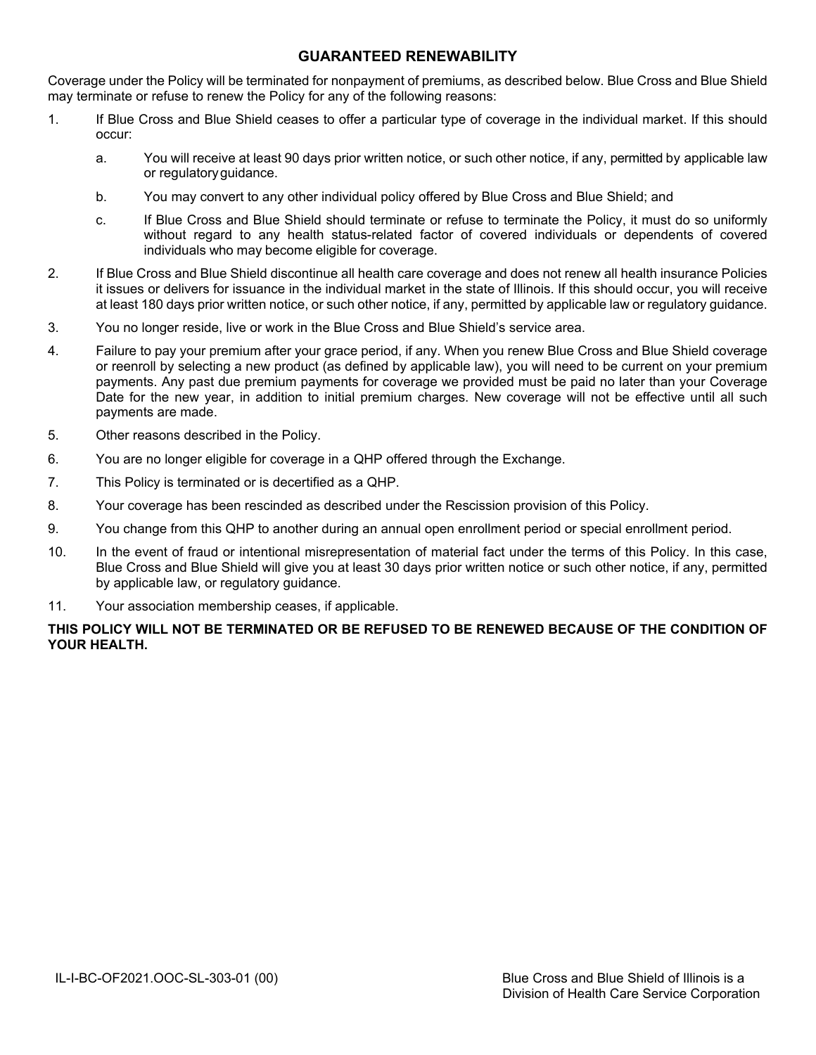## GUARANTEED RENEWABILITY

Coverage under the Policy will be terminated for nonpayment of premiums, as described below. Blue Cross and Blue Shield may terminate or refuse to renew the Policy for any of the following reasons:

1. If Blue Cross and Blue Shield ceases to offer a particular type of coverage in the individual market. If this should occur:

   a. You will receive at least 90 days prior written notice, or such other notice, if any, permitted by applicable law or regulatory guidance.

   b. You may convert to any other individual policy offered by Blue Cross and Blue Shield; and

   c. If Blue Cross and Blue Shield should terminate or refuse to terminate the Policy, it must do so uniformly without regard to any health status-related factor of covered individuals or dependents of covered individuals who may become eligible for coverage.

2. If Blue Cross and Blue Shield discontinue all health care coverage and does not renew all health insurance Policies it issues or delivers for issuance in the individual market in the state of Illinois. If this should occur, you will receive at least 180 days prior written notice, or such other notice, if any, permitted by applicable law or regulatory guidance.

3. You no longer reside, live or work in the Blue Cross and Blue Shield's service area.

4. Failure to pay your premium after your grace period, if any. When you renew Blue Cross and Blue Shield coverage or reenroll by selecting a new product (as defined by applicable law), you will need to be current on your premium payments. Any past due premium payments for coverage we provided must be paid no later than your Coverage Date for the new year, in addition to initial premium charges. New coverage will not be effective until all such payments are made.

5. Other reasons described in the Policy.

6. You are no longer eligible for coverage in a QHP offered through the Exchange.

7. This Policy is terminated or is decertified as a QHP.

8. Your coverage has been rescinded as described under the Rescission provision of this Policy.

9. You change from this QHP to another during an annual open enrollment period or special enrollment period.

10. In the event of fraud or intentional misrepresentation of material fact under the terms of this Policy. In this case, Blue Cross and Blue Shield will give you at least 30 days prior written notice or such other notice, if any, permitted by applicable law, or regulatory guidance.

11. Your association membership ceases, if applicable.

**THIS POLICY WILL NOT BE TERMINATED OR BE REFUSED TO BE RENEWED BECAUSE OF THE CONDITION OF YOUR HEALTH.**